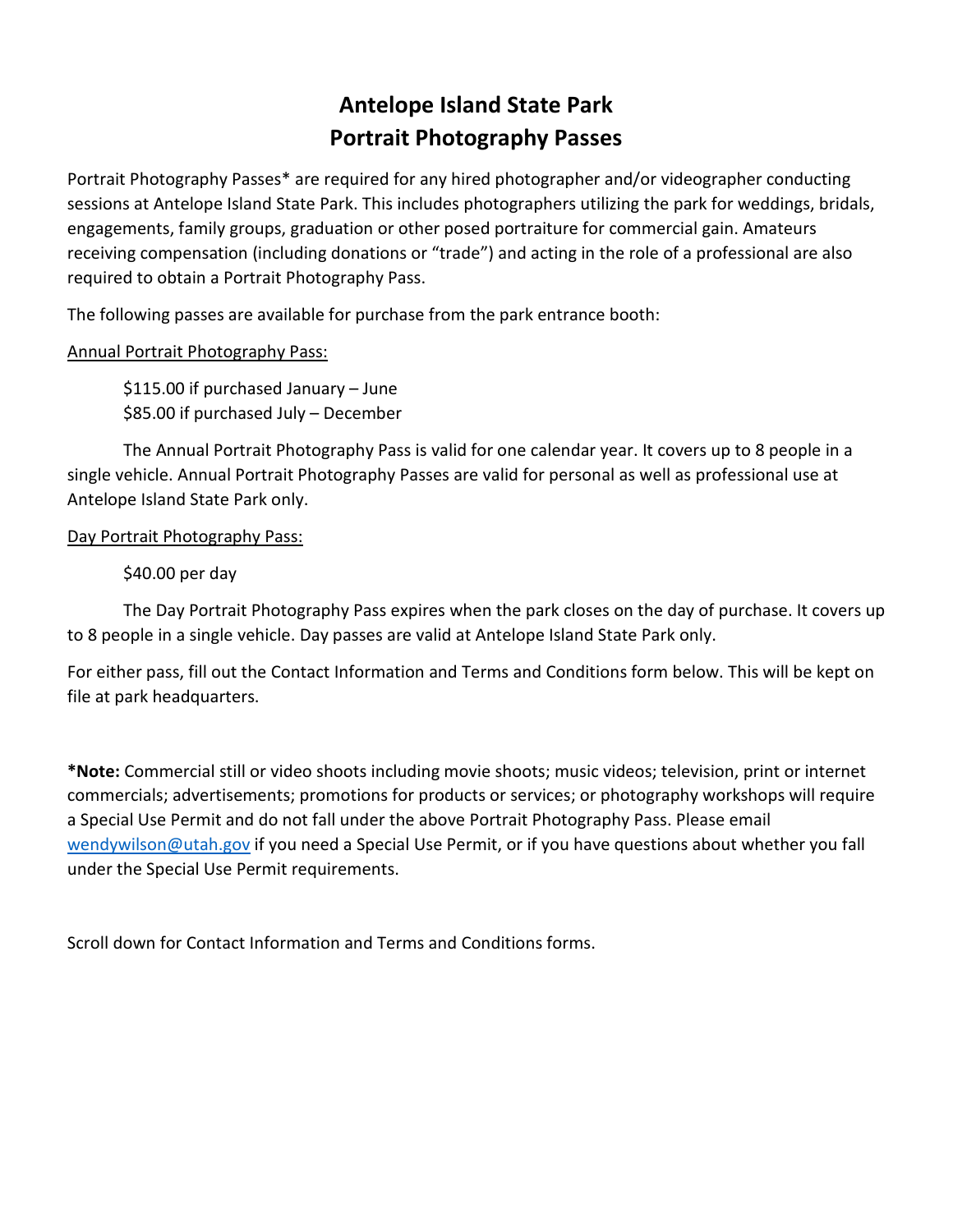# Antelope Island State Park
# Portrait Photography Passes

Portrait Photography Passes* are required for any hired photographer and/or videographer conducting sessions at Antelope Island State Park. This includes photographers utilizing the park for weddings, bridals, engagements, family groups, graduation or other posed portraiture for commercial gain. Amateurs receiving compensation (including donations or "trade") and acting in the role of a professional are also required to obtain a Portrait Photography Pass.

The following passes are available for purchase from the park entrance booth:

<u>Annual Portrait Photography Pass:</u>

$115.00 if purchased January – June
$85.00 if purchased July – December

The Annual Portrait Photography Pass is valid for one calendar year. It covers up to 8 people in a single vehicle. Annual Portrait Photography Passes are valid for personal as well as professional use at Antelope Island State Park only.

<u>Day Portrait Photography Pass:</u>

$40.00 per day

The Day Portrait Photography Pass expires when the park closes on the day of purchase. It covers up to 8 people in a single vehicle. Day passes are valid at Antelope Island State Park only.

For either pass, fill out the Contact Information and Terms and Conditions form below. This will be kept on file at park headquarters.

***Note:** Commercial still or video shoots including movie shoots; music videos; television, print or internet commercials; advertisements; promotions for products or services; or photography workshops will require a Special Use Permit and do not fall under the above Portrait Photography Pass. Please email wendywilson@utah.gov if you need a Special Use Permit, or if you have questions about whether you fall under the Special Use Permit requirements.

Scroll down for Contact Information and Terms and Conditions forms.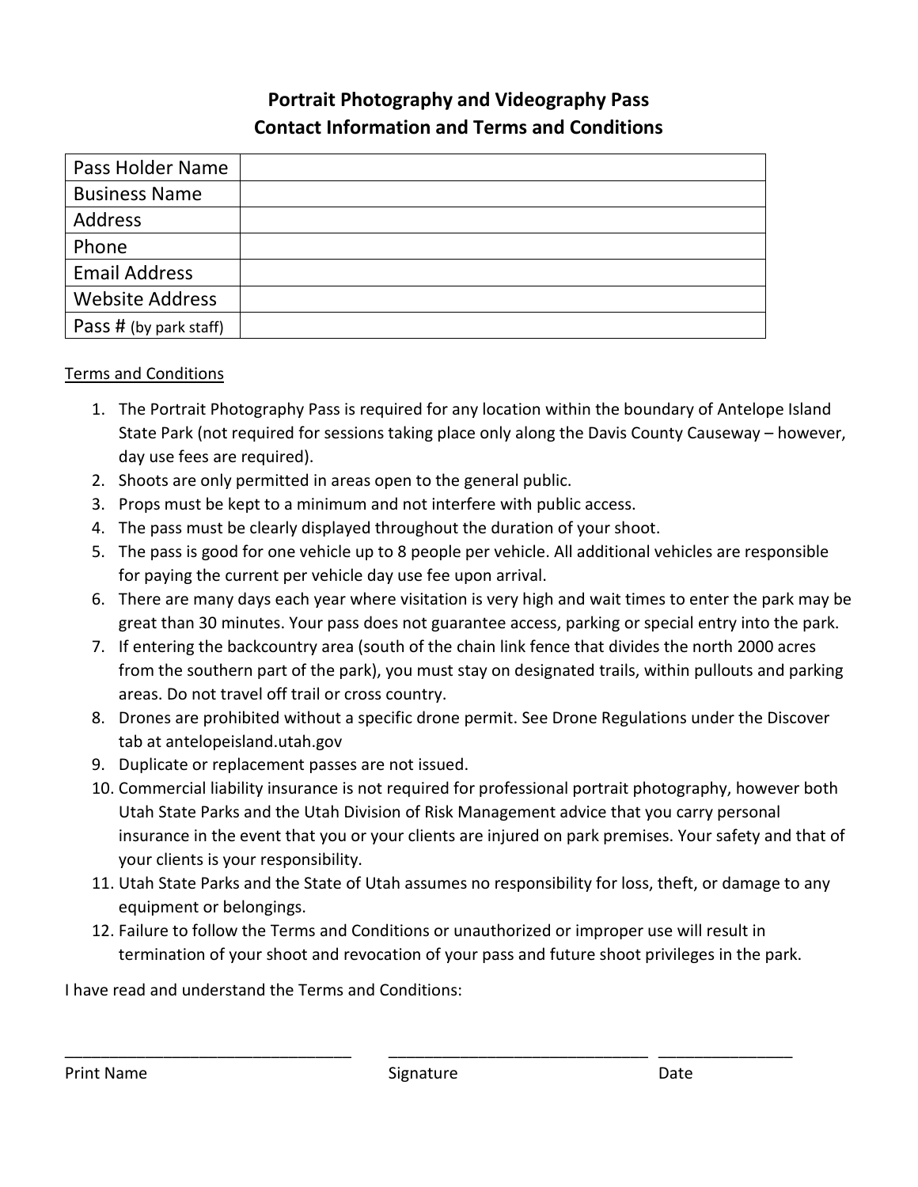# Portrait Photography and Videography Pass
## Contact Information and Terms and Conditions

| | |
|---|---|
| Pass Holder Name | |
| Business Name | |
| Address | |
| Phone | |
| Email Address | |
| Website Address | |
| Pass # (by park staff) | |

<u>Terms and Conditions</u>

1. The Portrait Photography Pass is required for any location within the boundary of Antelope Island State Park (not required for sessions taking place only along the Davis County Causeway – however, day use fees are required).
2. Shoots are only permitted in areas open to the general public.
3. Props must be kept to a minimum and not interfere with public access.
4. The pass must be clearly displayed throughout the duration of your shoot.
5. The pass is good for one vehicle up to 8 people per vehicle. All additional vehicles are responsible for paying the current per vehicle day use fee upon arrival.
6. There are many days each year where visitation is very high and wait times to enter the park may be great than 30 minutes. Your pass does not guarantee access, parking or special entry into the park.
7. If entering the backcountry area (south of the chain link fence that divides the north 2000 acres from the southern part of the park), you must stay on designated trails, within pullouts and parking areas. Do not travel off trail or cross country.
8. Drones are prohibited without a specific drone permit. See Drone Regulations under the Discover tab at antelopeisland.utah.gov
9. Duplicate or replacement passes are not issued.
10. Commercial liability insurance is not required for professional portrait photography, however both Utah State Parks and the Utah Division of Risk Management advice that you carry personal insurance in the event that you or your clients are injured on park premises. Your safety and that of your clients is your responsibility.
11. Utah State Parks and the State of Utah assumes no responsibility for loss, theft, or damage to any equipment or belongings.
12. Failure to follow the Terms and Conditions or unauthorized or improper use will result in termination of your shoot and revocation of your pass and future shoot privileges in the park.

I have read and understand the Terms and Conditions:

_________________________________ _____________________________ _______________

Print Name Signature Date